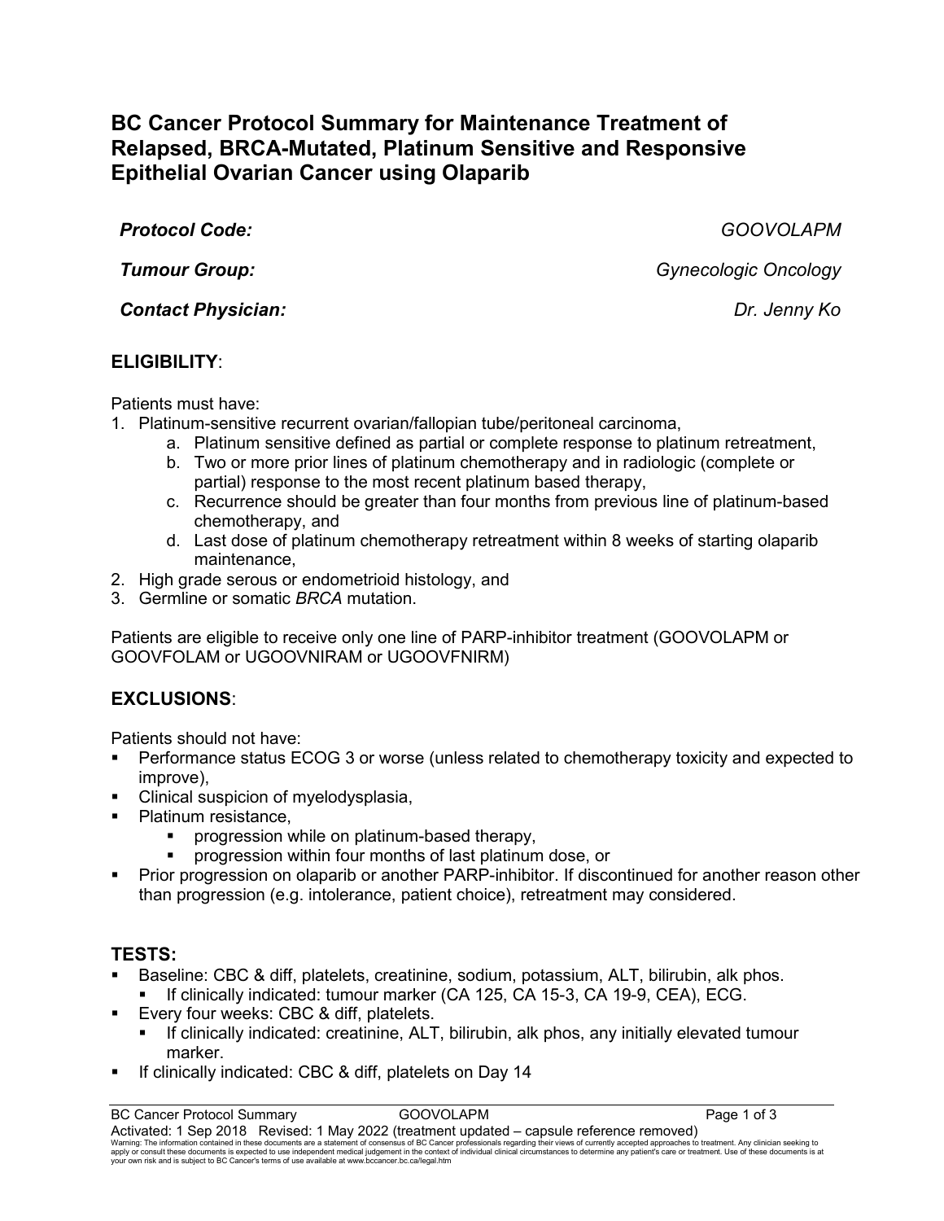# BC Cancer Protocol Summary for Maintenance Treatment of Relapsed, BRCA-Mutated, Platinum Sensitive and Responsive Epithelial Ovarian Cancer using Olaparib

***Protocol Code:*** *GOOVOLAPM*

***Tumour Group:*** *Gynecologic Oncology*

***Contact Physician:*** *Dr. Jenny Ko*

## ELIGIBILITY:

Patients must have:

1. Platinum-sensitive recurrent ovarian/fallopian tube/peritoneal carcinoma,
    a. Platinum sensitive defined as partial or complete response to platinum retreatment,
    b. Two or more prior lines of platinum chemotherapy and in radiologic (complete or partial) response to the most recent platinum based therapy,
    c. Recurrence should be greater than four months from previous line of platinum-based chemotherapy, and
    d. Last dose of platinum chemotherapy retreatment within 8 weeks of starting olaparib maintenance,
2. High grade serous or endometrioid histology, and
3. Germline or somatic *BRCA* mutation.

Patients are eligible to receive only one line of PARP-inhibitor treatment (GOOVOLAPM or GOOVFOLAM or UGOOVNIRAM or UGOOVFNIRM)

## EXCLUSIONS:

Patients should not have:

- Performance status ECOG 3 or worse (unless related to chemotherapy toxicity and expected to improve),
- Clinical suspicion of myelodysplasia,
- Platinum resistance,
    - progression while on platinum-based therapy,
    - progression within four months of last platinum dose, or
- Prior progression on olaparib or another PARP-inhibitor. If discontinued for another reason other than progression (e.g. intolerance, patient choice), retreatment may considered.

## TESTS:

- Baseline: CBC & diff, platelets, creatinine, sodium, potassium, ALT, bilirubin, alk phos.
    - If clinically indicated: tumour marker (CA 125, CA 15-3, CA 19-9, CEA), ECG.
- Every four weeks: CBC & diff, platelets.
    - If clinically indicated: creatinine, ALT, bilirubin, alk phos, any initially elevated tumour marker.
- If clinically indicated: CBC & diff, platelets on Day 14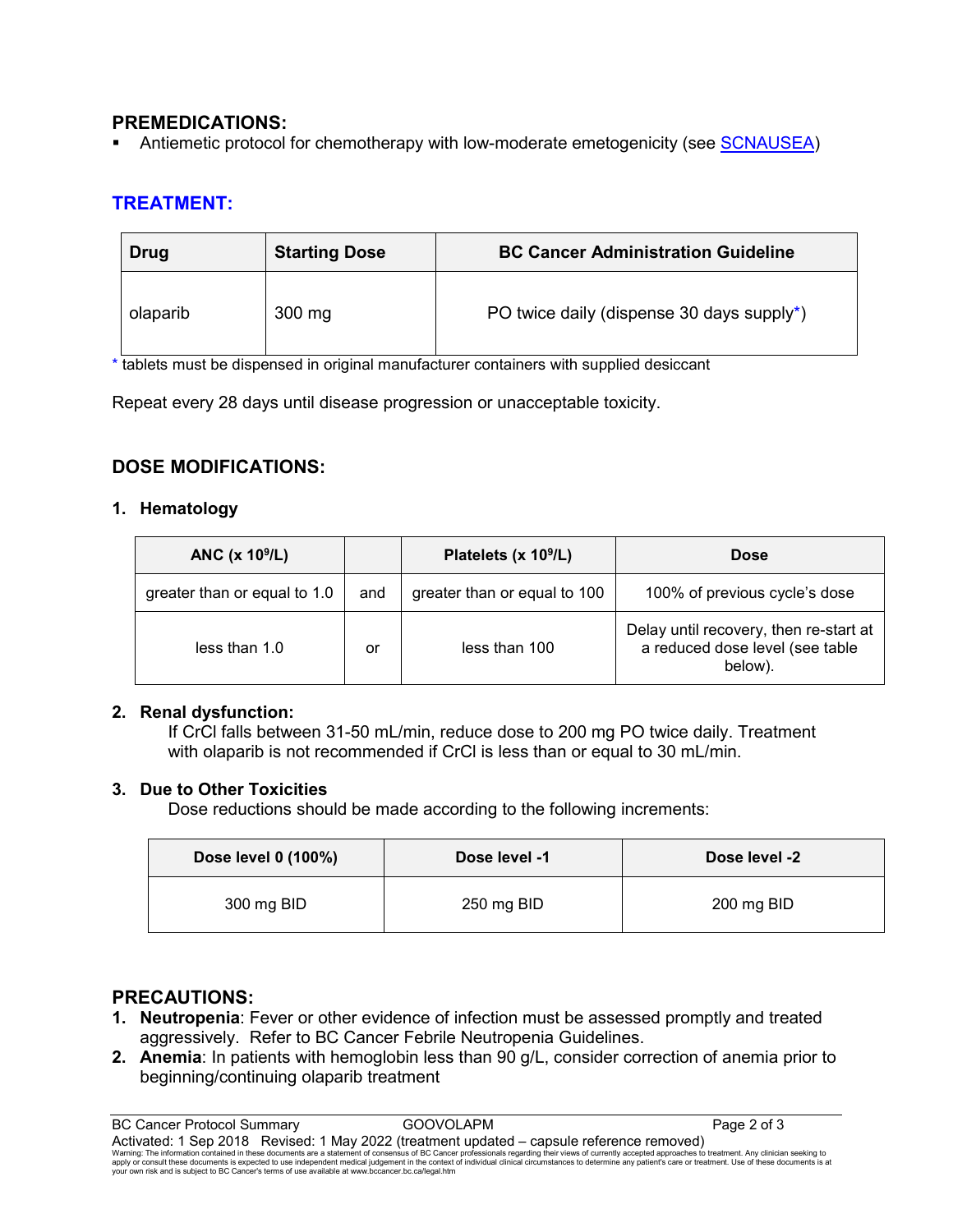## PREMEDICATIONS:

- Antiemetic protocol for chemotherapy with low-moderate emetogenicity (see SCNAUSEA)

## TREATMENT:

| Drug | Starting Dose | BC Cancer Administration Guideline |
|---|---|---|
| olaparib | 300 mg | PO twice daily (dispense 30 days supply*) |

* tablets must be dispensed in original manufacturer containers with supplied desiccant

Repeat every 28 days until disease progression or unacceptable toxicity.

## DOSE MODIFICATIONS:

### 1. Hematology

| ANC (x $10^9$/L) | | Platelets (x $10^9$/L) | Dose |
|---|---|---|---|
| greater than or equal to 1.0 | and | greater than or equal to 100 | 100% of previous cycle's dose |
| less than 1.0 | or | less than 100 | Delay until recovery, then re-start at a reduced dose level (see table below). |

### 2. Renal dysfunction:

If CrCl falls between 31-50 mL/min, reduce dose to 200 mg PO twice daily. Treatment with olaparib is not recommended if CrCl is less than or equal to 30 mL/min.

### 3. Due to Other Toxicities

Dose reductions should be made according to the following increments:

| Dose level 0 (100%) | Dose level -1 | Dose level -2 |
|---|---|---|
| 300 mg BID | 250 mg BID | 200 mg BID |

## PRECAUTIONS:

1. **Neutropenia**: Fever or other evidence of infection must be assessed promptly and treated aggressively. Refer to BC Cancer Febrile Neutropenia Guidelines.
2. **Anemia**: In patients with hemoglobin less than 90 g/L, consider correction of anemia prior to beginning/continuing olaparib treatment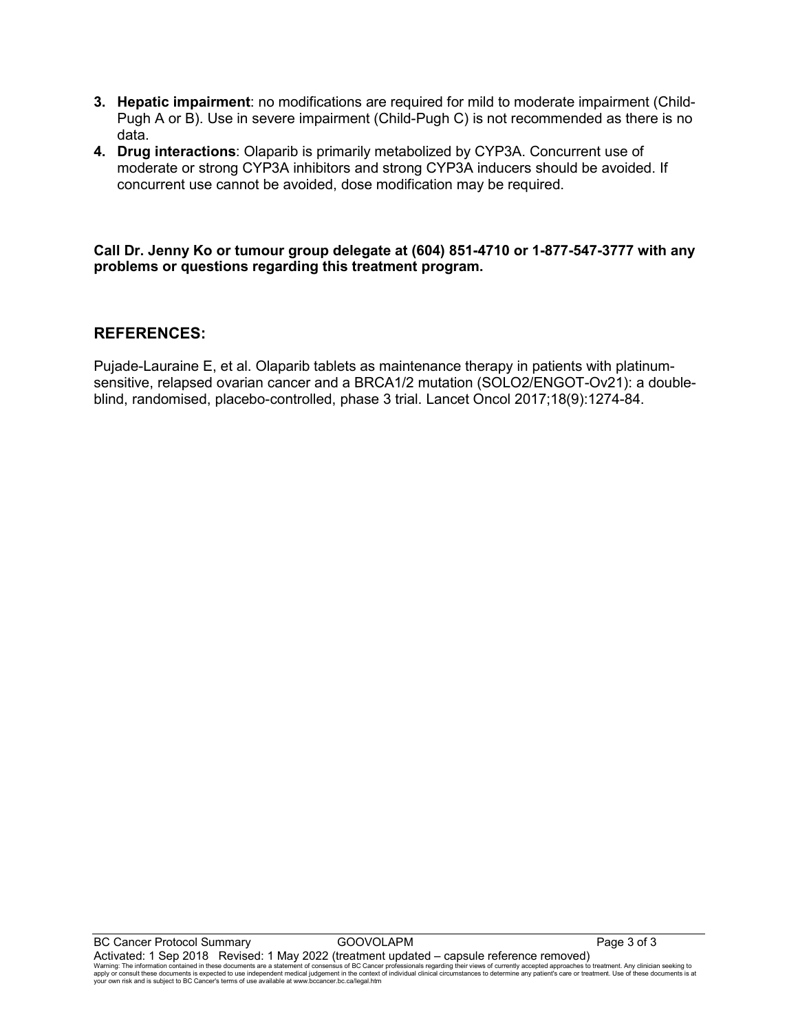3. **Hepatic impairment**: no modifications are required for mild to moderate impairment (Child-Pugh A or B). Use in severe impairment (Child-Pugh C) is not recommended as there is no data.
4. **Drug interactions**: Olaparib is primarily metabolized by CYP3A. Concurrent use of moderate or strong CYP3A inhibitors and strong CYP3A inducers should be avoided. If concurrent use cannot be avoided, dose modification may be required.

**Call Dr. Jenny Ko or tumour group delegate at (604) 851-4710 or 1-877-547-3777 with any problems or questions regarding this treatment program.**

## REFERENCES:

Pujade-Lauraine E, et al. Olaparib tablets as maintenance therapy in patients with platinum-sensitive, relapsed ovarian cancer and a BRCA1/2 mutation (SOLO2/ENGOT-Ov21): a double-blind, randomised, placebo-controlled, phase 3 trial. Lancet Oncol 2017;18(9):1274-84.